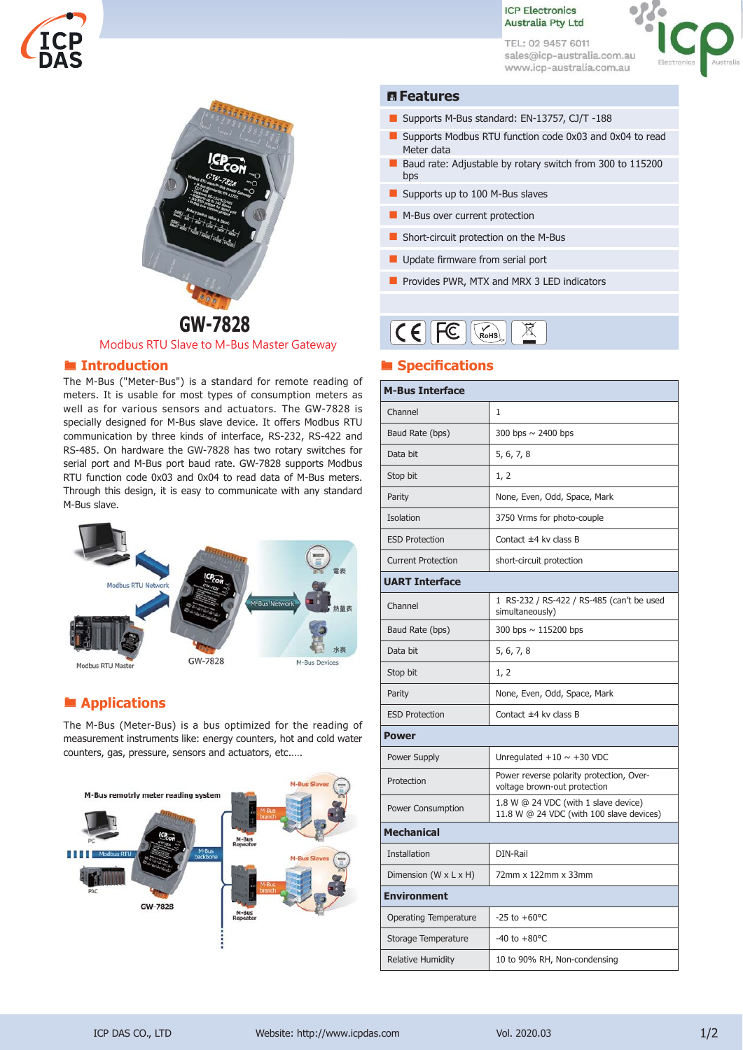# GW-7828

Modbus RTU Slave to M-Bus Master Gateway

## Introduction

The M-Bus ("Meter-Bus") is a standard for remote reading of meters. It is usable for most types of consumption meters as well as for various sensors and actuators. The GW-7828 is specially designed for M-Bus slave device. It offers Modbus RTU communication by three kinds of interface, RS-232, RS-422 and RS-485. On hardware the GW-7828 has two rotary switches for serial port and M-Bus port baud rate. GW-7828 supports Modbus RTU function code 0x03 and 0x04 to read data of M-Bus meters. Through this design, it is easy to communicate with any standard M-Bus slave.

## Applications

The M-Bus (Meter-Bus) is a bus optimized for the reading of measurement instruments like: energy counters, hot and cold water counters, gas, pressure, sensors and actuators, etc.….

## Features

- Supports M-Bus standard: EN-13757, CJ/T -188
- Supports Modbus RTU function code 0x03 and 0x04 to read Meter data
- Baud rate: Adjustable by rotary switch from 300 to 115200 bps
- Supports up to 100 M-Bus slaves
- M-Bus over current protection
- Short-circuit protection on the M-Bus
- Update firmware from serial port
- Provides PWR, MTX and MRX 3 LED indicators

## Specifications

| **M-Bus Interface** | |
|---|---|
| Channel | 1 |
| Baud Rate (bps) | 300 bps ~ 2400 bps |
| Data bit | 5, 6, 7, 8 |
| Stop bit | 1, 2 |
| Parity | None, Even, Odd, Space, Mark |
| Isolation | 3750 Vrms for photo-couple |
| ESD Protection | Contact ±4 kv class B |
| Current Protection | short-circuit protection |
| **UART Interface** | |
| Channel | 1 RS-232 / RS-422 / RS-485 (can't be used simultaneously) |
| Baud Rate (bps) | 300 bps ~ 115200 bps |
| Data bit | 5, 6, 7, 8 |
| Stop bit | 1, 2 |
| Parity | None, Even, Odd, Space, Mark |
| ESD Protection | Contact ±4 kv class B |
| **Power** | |
| Power Supply | Unregulated +10 ~ +30 VDC |
| Protection | Power reverse polarity protection, Over-voltage brown-out protection |
| Power Consumption | 1.8 W @ 24 VDC (with 1 slave device) 11.8 W @ 24 VDC (with 100 slave devices) |
| **Mechanical** | |
| Installation | DIN-Rail |
| Dimension (W x L x H) | 72mm x 122mm x 33mm |
| **Environment** | |
| Operating Temperature | -25 to +60°C |
| Storage Temperature | -40 to +80°C |
| Relative Humidity | 10 to 90% RH, Non-condensing |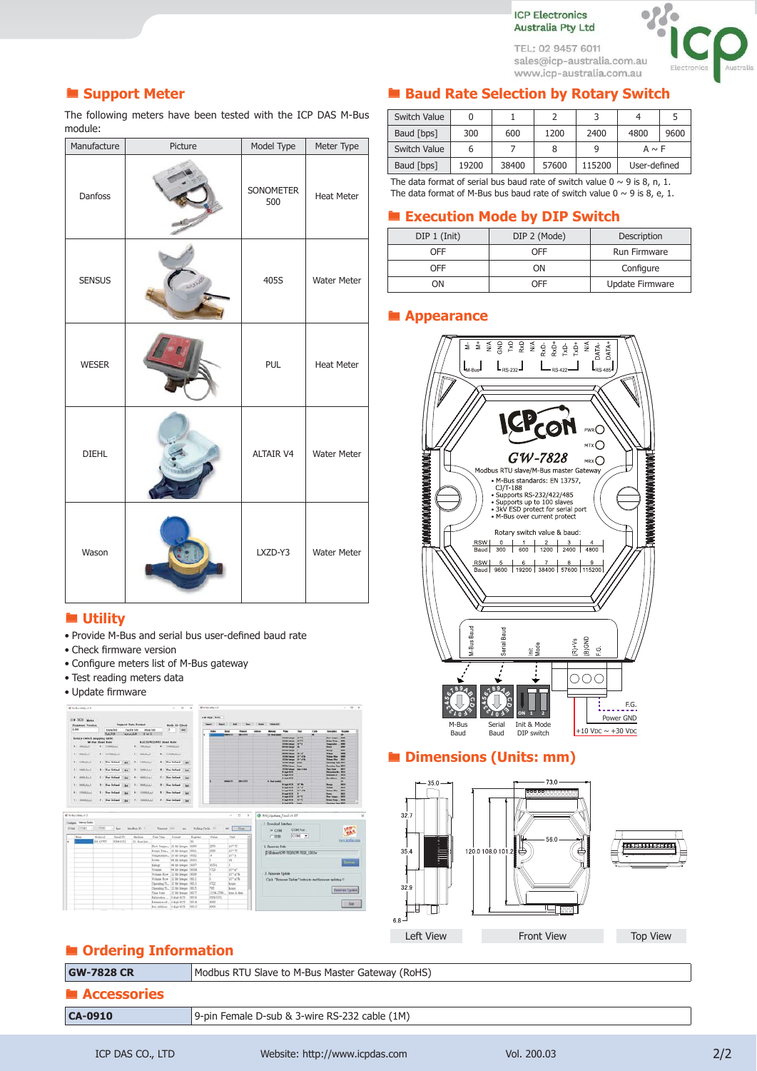## Support Meter

The following meters have been tested with the ICP DAS M-Bus module:

| Manufacture | Picture | Model Type | Meter Type |
|---|---|---|---|
| Danfoss | | SONOMETER 500 | Heat Meter |
| SENSUS | | 405S | Water Meter |
| WESER | | PUL | Heat Meter |
| DIEHL | | ALTAIR V4 | Water Meter |
| Wason | | LXZD-Y3 | Water Meter |

## Utility

- Provide M-Bus and serial bus user-defined baud rate
- Check firmware version
- Configure meters list of M-Bus gateway
- Test reading meters data
- Update firmware

## Baud Rate Selection by Rotary Switch

| Switch Value | 0 | 1 | 2 | 3 | 4 | 5 |
|---|---|---|---|---|---|---|
| Baud [bps] | 300 | 600 | 1200 | 2400 | 4800 | 9600 |
| Switch Value | 6 | 7 | 8 | 9 | A ~ F | |
| Baud [bps] | 19200 | 38400 | 57600 | 115200 | User-defined | |

The data format of serial bus baud rate of switch value 0 ~ 9 is 8, n, 1.
The data format of M-Bus bus baud rate of switch value 0 ~ 9 is 8, e, 1.

## Execution Mode by DIP Switch

| DIP 1 (Init) | DIP 2 (Mode) | Description |
|---|---|---|
| OFF | OFF | Run Firmware |
| OFF | ON | Configure |
| ON | OFF | Update Firmware |

## Appearance

M- M+ N/A GND TxD RxD N/A RxD- RxD+ TxD- TxD+ N/A DATA- DATA+

M-Bus RS-232 RS-422 RS-485

ICPCON PWR MTX MRX

GW-7828

Modbus RTU slave/M-Bus master Gateway

- M-Bus standards: EN 13757, CJ/T-188
- Supports RS-232/422/485
- Supports up to 100 slaves
- 3kV ESD protect for serial port
- M-Bus over current protect

Rotary switch value & baud:

RSW 0 1 2 3 4 / Baud 300 600 1200 2400 4800

RSW 5 6 7 8 9 / Baud 9600 19200 38400 57600 115200

M-Bus Baud Serial Baud Init Mode (R)+Vs (B)GND F.G.

M-Bus Baud

Serial Baud

Init & Mode DIP switch

F.G.

Power GND

+10 VDC ~ +30 VDC

## Dimensions (Units: mm)

35.0 73.0 56.0 32.7 35.4 32.9 6.8 120.0 108.0 101.2

Left View

Front View

Top View

## Ordering Information

| | |
|---|---|
| **GW-7828 CR** | Modbus RTU Slave to M-Bus Master Gateway (RoHS) |

## Accessories

| | |
|---|---|
| **CA-0910** | 9-pin Female D-sub & 3-wire RS-232 cable (1M) |